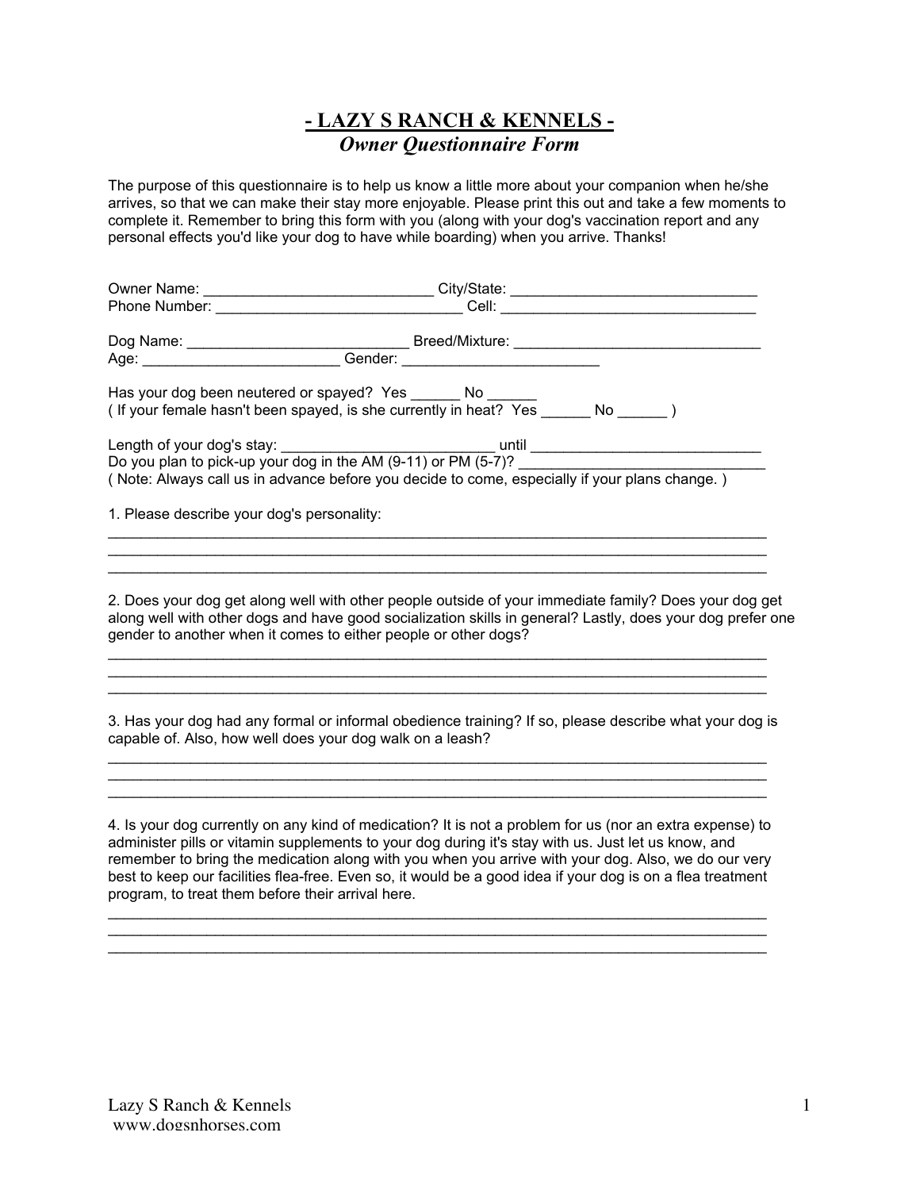# - LAZY S RANCH & KENNELS -

## *Owner Questionnaire Form*

The purpose of this questionnaire is to help us know a little more about your companion when he/she arrives, so that we can make their stay more enjoyable. Please print this out and take a few moments to complete it. Remember to bring this form with you (along with your dog's vaccination report and any personal effects you'd like your dog to have while boarding) when you arrive. Thanks!

Owner Name: ____________________________ City/State: ______________________________
Phone Number: ______________________________ Cell: _______________________________

Dog Name: ___________________________ Breed/Mixture: ______________________________
Age: ________________________ Gender: ________________________

Has your dog been neutered or spayed? Yes ______ No ______
( If your female hasn't been spayed, is she currently in heat? Yes ______ No ______ )

Length of your dog's stay: __________________________ until ____________________________
Do you plan to pick-up your dog in the AM (9-11) or PM (5-7)? ______________________________
( Note: Always call us in advance before you decide to come, especially if your plans change. )

1. Please describe your dog's personality:

____________________________________________________________________________________
____________________________________________________________________________________
____________________________________________________________________________________

2. Does your dog get along well with other people outside of your immediate family? Does your dog get along well with other dogs and have good socialization skills in general? Lastly, does your dog prefer one gender to another when it comes to either people or other dogs?

____________________________________________________________________________________
____________________________________________________________________________________
____________________________________________________________________________________

3. Has your dog had any formal or informal obedience training? If so, please describe what your dog is capable of. Also, how well does your dog walk on a leash?

____________________________________________________________________________________
____________________________________________________________________________________
____________________________________________________________________________________

4. Is your dog currently on any kind of medication? It is not a problem for us (nor an extra expense) to administer pills or vitamin supplements to your dog during it's stay with us. Just let us know, and remember to bring the medication along with you when you arrive with your dog. Also, we do our very best to keep our facilities flea-free. Even so, it would be a good idea if your dog is on a flea treatment program, to treat them before their arrival here.

____________________________________________________________________________________
____________________________________________________________________________________
____________________________________________________________________________________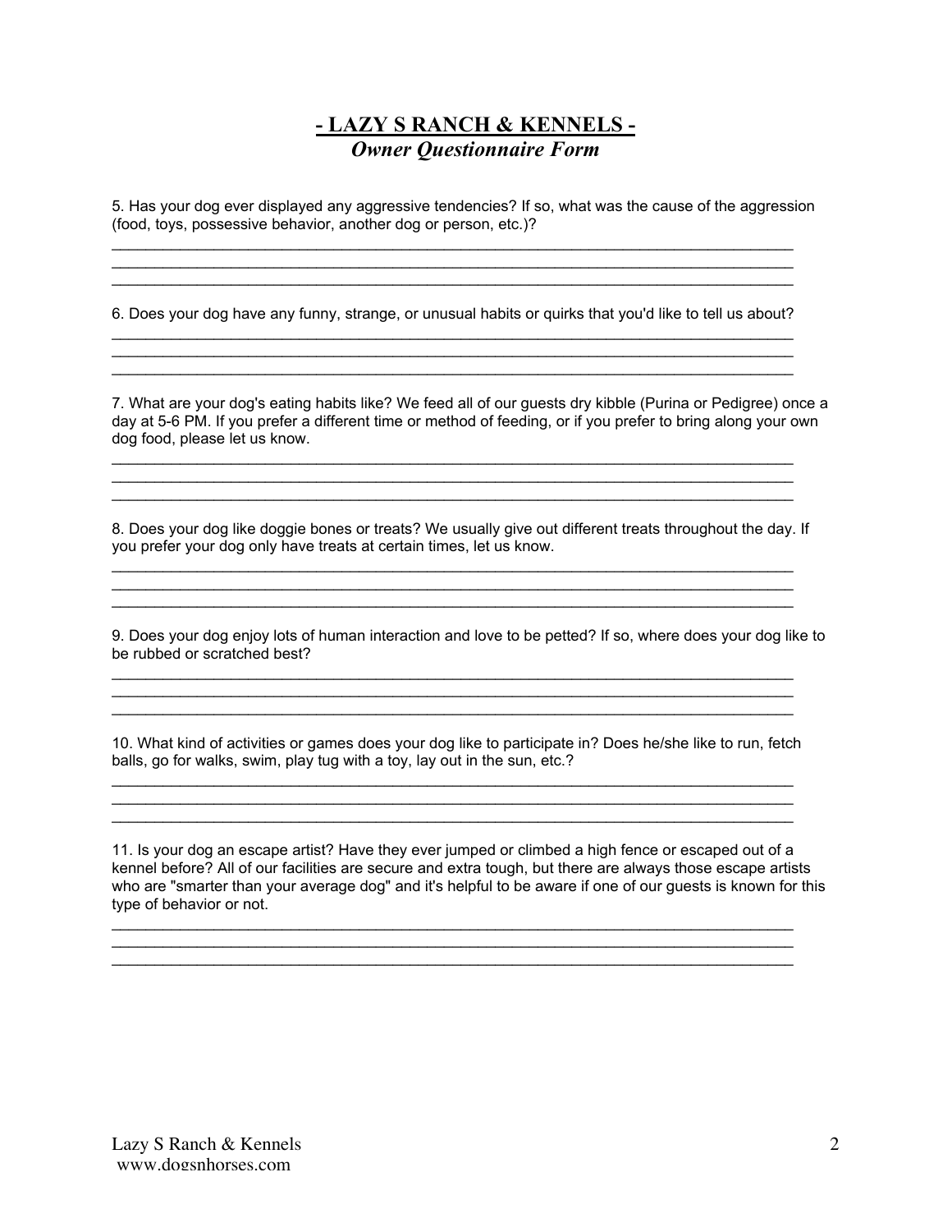# - LAZY S RANCH & KENNELS -

## *Owner Questionnaire Form*

5. Has your dog ever displayed any aggressive tendencies? If so, what was the cause of the aggression (food, toys, possessive behavior, another dog or person, etc.)?

______________________________________________________________________________
______________________________________________________________________________
______________________________________________________________________________

6. Does your dog have any funny, strange, or unusual habits or quirks that you'd like to tell us about?

______________________________________________________________________________
______________________________________________________________________________
______________________________________________________________________________

7. What are your dog's eating habits like? We feed all of our guests dry kibble (Purina or Pedigree) once a day at 5-6 PM. If you prefer a different time or method of feeding, or if you prefer to bring along your own dog food, please let us know.

______________________________________________________________________________
______________________________________________________________________________
______________________________________________________________________________

8. Does your dog like doggie bones or treats? We usually give out different treats throughout the day. If you prefer your dog only have treats at certain times, let us know.

______________________________________________________________________________
______________________________________________________________________________
______________________________________________________________________________

9. Does your dog enjoy lots of human interaction and love to be petted? If so, where does your dog like to be rubbed or scratched best?

______________________________________________________________________________
______________________________________________________________________________
______________________________________________________________________________

10. What kind of activities or games does your dog like to participate in? Does he/she like to run, fetch balls, go for walks, swim, play tug with a toy, lay out in the sun, etc.?

______________________________________________________________________________
______________________________________________________________________________
______________________________________________________________________________

11. Is your dog an escape artist? Have they ever jumped or climbed a high fence or escaped out of a kennel before? All of our facilities are secure and extra tough, but there are always those escape artists who are "smarter than your average dog" and it's helpful to be aware if one of our guests is known for this type of behavior or not.

______________________________________________________________________________
______________________________________________________________________________
______________________________________________________________________________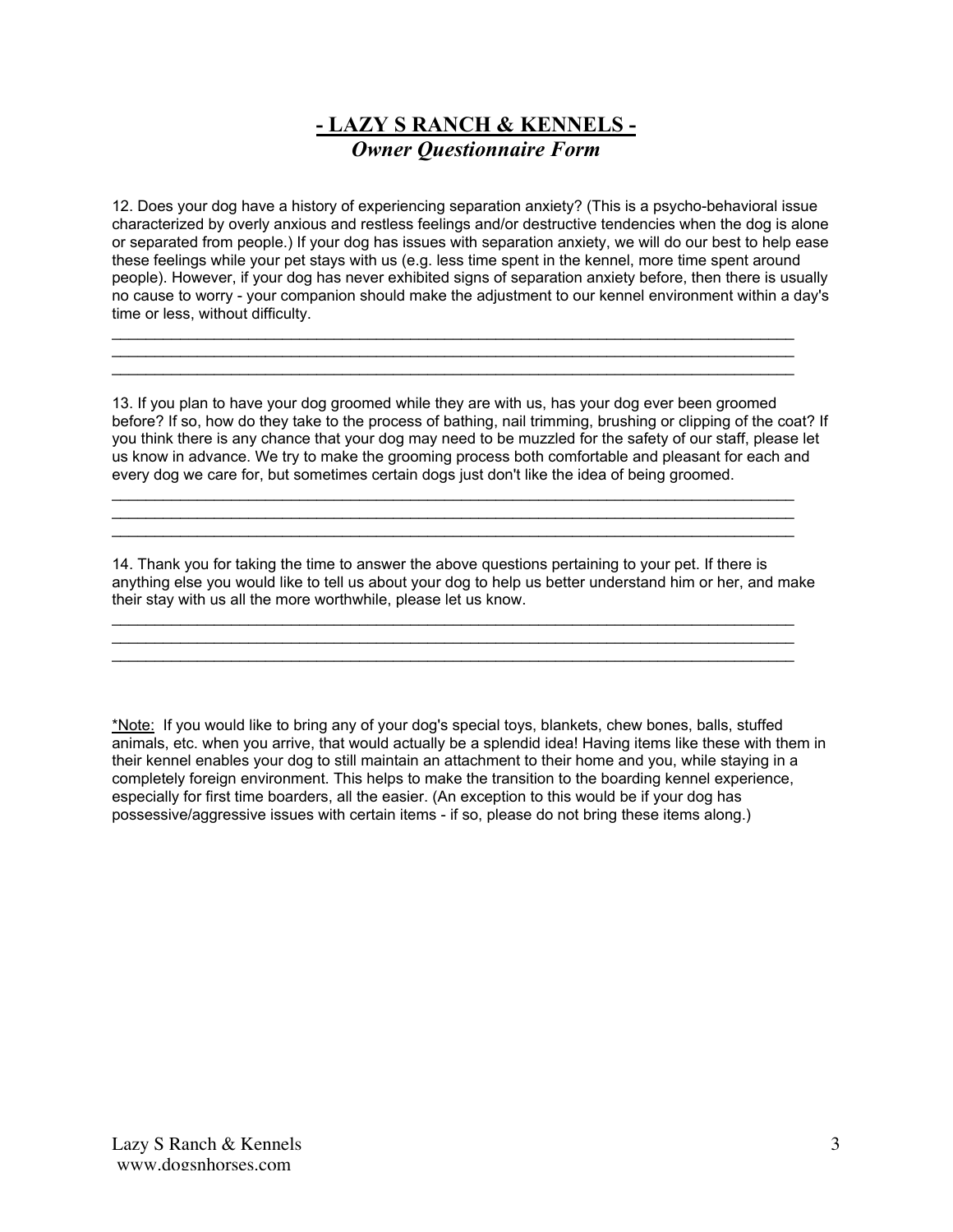# - LAZY S RANCH & KENNELS -

## *Owner Questionnaire Form*

12. Does your dog have a history of experiencing separation anxiety? (This is a psycho-behavioral issue characterized by overly anxious and restless feelings and/or destructive tendencies when the dog is alone or separated from people.) If your dog has issues with separation anxiety, we will do our best to help ease these feelings while your pet stays with us (e.g. less time spent in the kennel, more time spent around people). However, if your dog has never exhibited signs of separation anxiety before, then there is usually no cause to worry - your companion should make the adjustment to our kennel environment within a day's time or less, without difficulty.

\_\_\_\_\_\_\_\_\_\_\_\_\_\_\_\_\_\_\_\_\_\_\_\_\_\_\_\_\_\_\_\_\_\_\_\_\_\_\_\_\_\_\_\_\_\_\_\_\_\_\_\_\_\_\_\_\_\_\_\_\_\_\_\_\_\_\_\_\_\_\_\_\_\_\_\_\_\_\_\_

\_\_\_\_\_\_\_\_\_\_\_\_\_\_\_\_\_\_\_\_\_\_\_\_\_\_\_\_\_\_\_\_\_\_\_\_\_\_\_\_\_\_\_\_\_\_\_\_\_\_\_\_\_\_\_\_\_\_\_\_\_\_\_\_\_\_\_\_\_\_\_\_\_\_\_\_\_\_\_\_

\_\_\_\_\_\_\_\_\_\_\_\_\_\_\_\_\_\_\_\_\_\_\_\_\_\_\_\_\_\_\_\_\_\_\_\_\_\_\_\_\_\_\_\_\_\_\_\_\_\_\_\_\_\_\_\_\_\_\_\_\_\_\_\_\_\_\_\_\_\_\_\_\_\_\_\_\_\_\_\_

13. If you plan to have your dog groomed while they are with us, has your dog ever been groomed before? If so, how do they take to the process of bathing, nail trimming, brushing or clipping of the coat? If you think there is any chance that your dog may need to be muzzled for the safety of our staff, please let us know in advance. We try to make the grooming process both comfortable and pleasant for each and every dog we care for, but sometimes certain dogs just don't like the idea of being groomed.

\_\_\_\_\_\_\_\_\_\_\_\_\_\_\_\_\_\_\_\_\_\_\_\_\_\_\_\_\_\_\_\_\_\_\_\_\_\_\_\_\_\_\_\_\_\_\_\_\_\_\_\_\_\_\_\_\_\_\_\_\_\_\_\_\_\_\_\_\_\_\_\_\_\_\_\_\_\_\_\_

\_\_\_\_\_\_\_\_\_\_\_\_\_\_\_\_\_\_\_\_\_\_\_\_\_\_\_\_\_\_\_\_\_\_\_\_\_\_\_\_\_\_\_\_\_\_\_\_\_\_\_\_\_\_\_\_\_\_\_\_\_\_\_\_\_\_\_\_\_\_\_\_\_\_\_\_\_\_\_\_

\_\_\_\_\_\_\_\_\_\_\_\_\_\_\_\_\_\_\_\_\_\_\_\_\_\_\_\_\_\_\_\_\_\_\_\_\_\_\_\_\_\_\_\_\_\_\_\_\_\_\_\_\_\_\_\_\_\_\_\_\_\_\_\_\_\_\_\_\_\_\_\_\_\_\_\_\_\_\_\_

14. Thank you for taking the time to answer the above questions pertaining to your pet. If there is anything else you would like to tell us about your dog to help us better understand him or her, and make their stay with us all the more worthwhile, please let us know.

\_\_\_\_\_\_\_\_\_\_\_\_\_\_\_\_\_\_\_\_\_\_\_\_\_\_\_\_\_\_\_\_\_\_\_\_\_\_\_\_\_\_\_\_\_\_\_\_\_\_\_\_\_\_\_\_\_\_\_\_\_\_\_\_\_\_\_\_\_\_\_\_\_\_\_\_\_\_\_\_

\_\_\_\_\_\_\_\_\_\_\_\_\_\_\_\_\_\_\_\_\_\_\_\_\_\_\_\_\_\_\_\_\_\_\_\_\_\_\_\_\_\_\_\_\_\_\_\_\_\_\_\_\_\_\_\_\_\_\_\_\_\_\_\_\_\_\_\_\_\_\_\_\_\_\_\_\_\_\_\_

\_\_\_\_\_\_\_\_\_\_\_\_\_\_\_\_\_\_\_\_\_\_\_\_\_\_\_\_\_\_\_\_\_\_\_\_\_\_\_\_\_\_\_\_\_\_\_\_\_\_\_\_\_\_\_\_\_\_\_\_\_\_\_\_\_\_\_\_\_\_\_\_\_\_\_\_\_\_\_\_

*Note:* If you would like to bring any of your dog's special toys, blankets, chew bones, balls, stuffed animals, etc. when you arrive, that would actually be a splendid idea! Having items like these with them in their kennel enables your dog to still maintain an attachment to their home and you, while staying in a completely foreign environment. This helps to make the transition to the boarding kennel experience, especially for first time boarders, all the easier. (An exception to this would be if your dog has possessive/aggressive issues with certain items - if so, please do not bring these items along.)